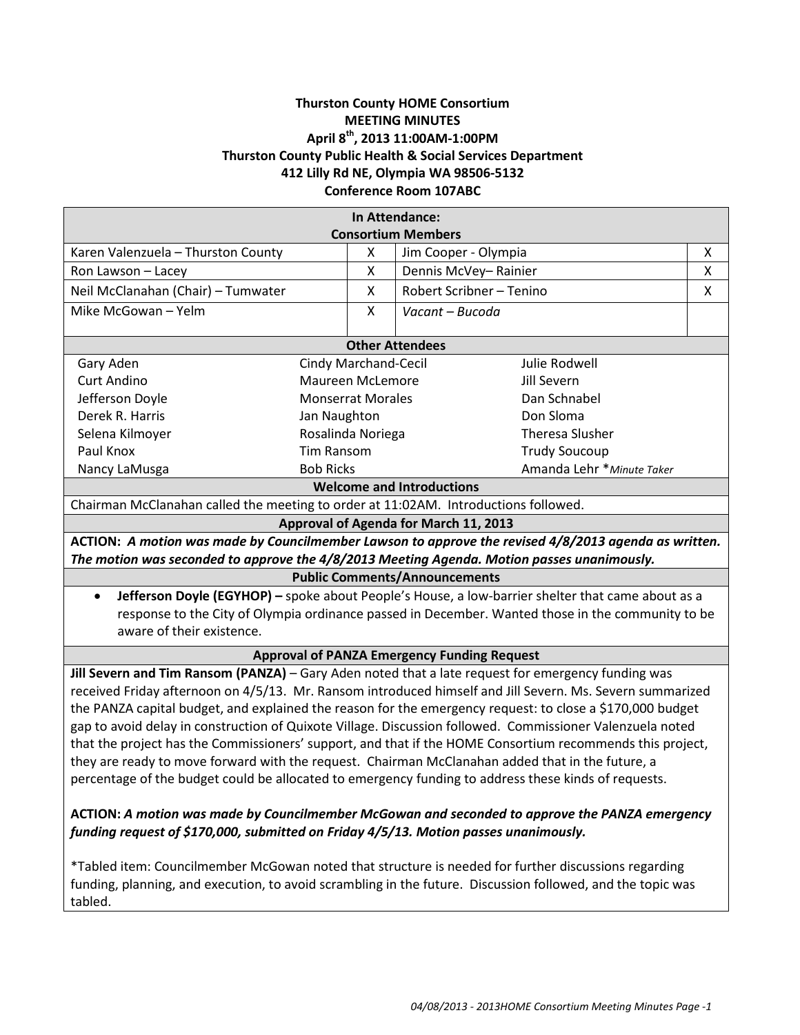**Thurston County HOME Consortium**
**MEETING MINUTES**
**April 8th, 2013 11:00AM-1:00PM**
**Thurston County Public Health & Social Services Department**
**412 Lilly Rd NE, Olympia WA 98506-5132**
**Conference Room 107ABC**

| **In Attendance: Consortium Members** | | | |
|---|---|---|---|
| Karen Valenzuela – Thurston County | X | Jim Cooper - Olympia | X |
| Ron Lawson – Lacey | X | Dennis McVey– Rainier | X |
| Neil McClanahan (Chair) – Tumwater | X | Robert Scribner – Tenino | X |
| Mike McGowan – Yelm | X | *Vacant – Bucoda* | |

| **Other Attendees** | | |
|---|---|---|
| Gary Aden | Cindy Marchand-Cecil | Julie Rodwell |
| Curt Andino | Maureen McLemore | Jill Severn |
| Jefferson Doyle | Monserrat Morales | Dan Schnabel |
| Derek R. Harris | Jan Naughton | Don Sloma |
| Selena Kilmoyer | Rosalinda Noriega | Theresa Slusher |
| Paul Knox | Tim Ransom | Trudy Soucoup |
| Nancy LaMusga | Bob Ricks | Amanda Lehr **Minute Taker* |

**Welcome and Introductions**

Chairman McClanahan called the meeting to order at 11:02AM. Introductions followed.

**Approval of Agenda for March 11, 2013**

**ACTION:** ***A motion was made by Councilmember Lawson to approve the revised 4/8/2013 agenda as written. The motion was seconded to approve the 4/8/2013 Meeting Agenda. Motion passes unanimously.***

**Public Comments/Announcements**

- **Jefferson Doyle (EGYHOP) –** spoke about People's House, a low-barrier shelter that came about as a response to the City of Olympia ordinance passed in December. Wanted those in the community to be aware of their existence.

**Approval of PANZA Emergency Funding Request**

**Jill Severn and Tim Ransom (PANZA)** – Gary Aden noted that a late request for emergency funding was received Friday afternoon on 4/5/13. Mr. Ransom introduced himself and Jill Severn. Ms. Severn summarized the PANZA capital budget, and explained the reason for the emergency request: to close a $170,000 budget gap to avoid delay in construction of Quixote Village. Discussion followed. Commissioner Valenzuela noted that the project has the Commissioners' support, and that if the HOME Consortium recommends this project, they are ready to move forward with the request. Chairman McClanahan added that in the future, a percentage of the budget could be allocated to emergency funding to address these kinds of requests.

**ACTION:** ***A motion was made by Councilmember McGowan and seconded to approve the PANZA emergency funding request of $170,000, submitted on Friday 4/5/13. Motion passes unanimously.***

*Tabled item: Councilmember McGowan noted that structure is needed for further discussions regarding funding, planning, and execution, to avoid scrambling in the future. Discussion followed, and the topic was tabled.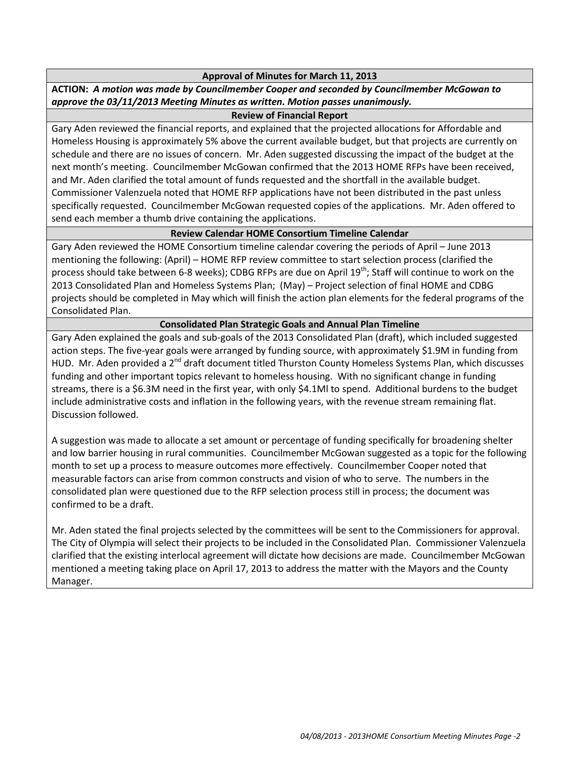**Approval of Minutes for March 11, 2013**

**ACTION:** ***A motion was made by Councilmember Cooper and seconded by Councilmember McGowan to approve the 03/11/2013 Meeting Minutes as written. Motion passes unanimously.***

**Review of Financial Report**

Gary Aden reviewed the financial reports, and explained that the projected allocations for Affordable and Homeless Housing is approximately 5% above the current available budget, but that projects are currently on schedule and there are no issues of concern. Mr. Aden suggested discussing the impact of the budget at the next month's meeting. Councilmember McGowan confirmed that the 2013 HOME RFPs have been received, and Mr. Aden clarified the total amount of funds requested and the shortfall in the available budget. Commissioner Valenzuela noted that HOME RFP applications have not been distributed in the past unless specifically requested. Councilmember McGowan requested copies of the applications. Mr. Aden offered to send each member a thumb drive containing the applications.

**Review Calendar HOME Consortium Timeline Calendar**

Gary Aden reviewed the HOME Consortium timeline calendar covering the periods of April – June 2013 mentioning the following: (April) – HOME RFP review committee to start selection process (clarified the process should take between 6-8 weeks); CDBG RFPs are due on April 19th; Staff will continue to work on the 2013 Consolidated Plan and Homeless Systems Plan; (May) – Project selection of final HOME and CDBG projects should be completed in May which will finish the action plan elements for the federal programs of the Consolidated Plan.

**Consolidated Plan Strategic Goals and Annual Plan Timeline**

Gary Aden explained the goals and sub-goals of the 2013 Consolidated Plan (draft), which included suggested action steps. The five-year goals were arranged by funding source, with approximately $1.9M in funding from HUD. Mr. Aden provided a 2nd draft document titled Thurston County Homeless Systems Plan, which discusses funding and other important topics relevant to homeless housing. With no significant change in funding streams, there is a $6.3M need in the first year, with only $4.1Ml to spend. Additional burdens to the budget include administrative costs and inflation in the following years, with the revenue stream remaining flat. Discussion followed.

A suggestion was made to allocate a set amount or percentage of funding specifically for broadening shelter and low barrier housing in rural communities. Councilmember McGowan suggested as a topic for the following month to set up a process to measure outcomes more effectively. Councilmember Cooper noted that measurable factors can arise from common constructs and vision of who to serve. The numbers in the consolidated plan were questioned due to the RFP selection process still in process; the document was confirmed to be a draft.

Mr. Aden stated the final projects selected by the committees will be sent to the Commissioners for approval. The City of Olympia will select their projects to be included in the Consolidated Plan. Commissioner Valenzuela clarified that the existing interlocal agreement will dictate how decisions are made. Councilmember McGowan mentioned a meeting taking place on April 17, 2013 to address the matter with the Mayors and the County Manager.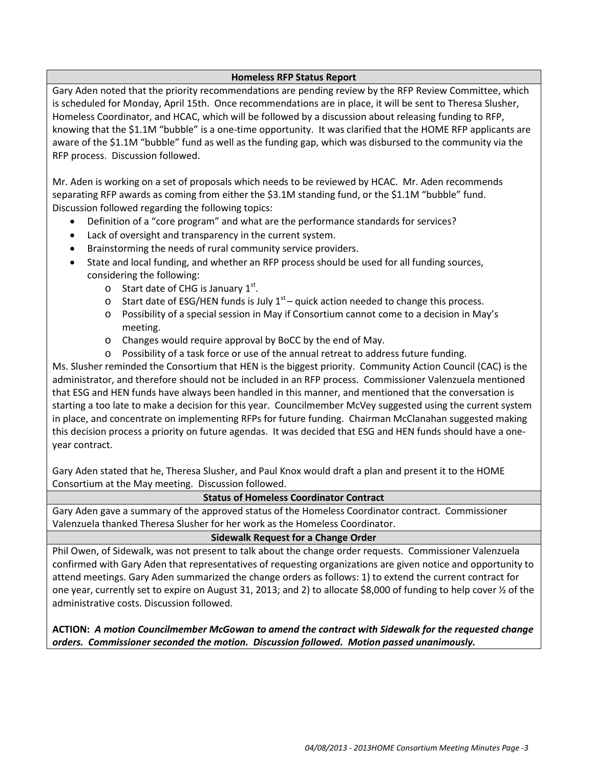## Homeless RFP Status Report

Gary Aden noted that the priority recommendations are pending review by the RFP Review Committee, which is scheduled for Monday, April 15th. Once recommendations are in place, it will be sent to Theresa Slusher, Homeless Coordinator, and HCAC, which will be followed by a discussion about releasing funding to RFP, knowing that the $1.1M "bubble" is a one-time opportunity. It was clarified that the HOME RFP applicants are aware of the $1.1M "bubble" fund as well as the funding gap, which was disbursed to the community via the RFP process. Discussion followed.

Mr. Aden is working on a set of proposals which needs to be reviewed by HCAC. Mr. Aden recommends separating RFP awards as coming from either the $3.1M standing fund, or the $1.1M "bubble" fund. Discussion followed regarding the following topics:

- Definition of a "core program" and what are the performance standards for services?
- Lack of oversight and transparency in the current system.
- Brainstorming the needs of rural community service providers.
- State and local funding, and whether an RFP process should be used for all funding sources, considering the following:
  - Start date of CHG is January 1st.
  - Start date of ESG/HEN funds is July 1st – quick action needed to change this process.
  - Possibility of a special session in May if Consortium cannot come to a decision in May's meeting.
  - Changes would require approval by BoCC by the end of May.
  - Possibility of a task force or use of the annual retreat to address future funding.

Ms. Slusher reminded the Consortium that HEN is the biggest priority. Community Action Council (CAC) is the administrator, and therefore should not be included in an RFP process. Commissioner Valenzuela mentioned that ESG and HEN funds have always been handled in this manner, and mentioned that the conversation is starting a too late to make a decision for this year. Councilmember McVey suggested using the current system in place, and concentrate on implementing RFPs for future funding. Chairman McClanahan suggested making this decision process a priority on future agendas. It was decided that ESG and HEN funds should have a one-year contract.

Gary Aden stated that he, Theresa Slusher, and Paul Knox would draft a plan and present it to the HOME Consortium at the May meeting. Discussion followed.

## Status of Homeless Coordinator Contract

Gary Aden gave a summary of the approved status of the Homeless Coordinator contract. Commissioner Valenzuela thanked Theresa Slusher for her work as the Homeless Coordinator.

## Sidewalk Request for a Change Order

Phil Owen, of Sidewalk, was not present to talk about the change order requests. Commissioner Valenzuela confirmed with Gary Aden that representatives of requesting organizations are given notice and opportunity to attend meetings. Gary Aden summarized the change orders as follows: 1) to extend the current contract for one year, currently set to expire on August 31, 2013; and 2) to allocate $8,000 of funding to help cover ½ of the administrative costs. Discussion followed.

**ACTION:** ***A motion Councilmember McGowan to amend the contract with Sidewalk for the requested change orders. Commissioner seconded the motion. Discussion followed. Motion passed unanimously.***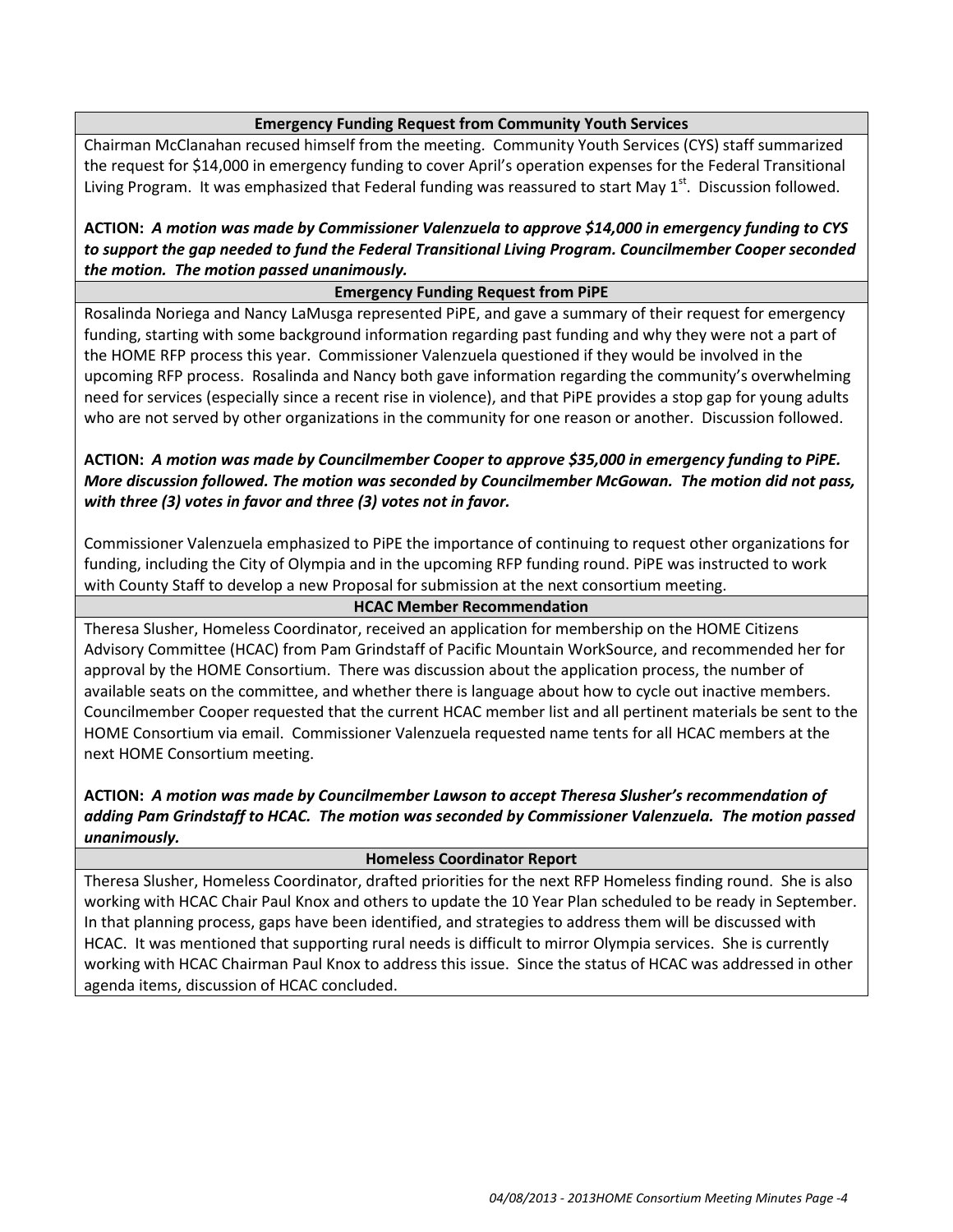### Emergency Funding Request from Community Youth Services

Chairman McClanahan recused himself from the meeting. Community Youth Services (CYS) staff summarized the request for $14,000 in emergency funding to cover April's operation expenses for the Federal Transitional Living Program. It was emphasized that Federal funding was reassured to start May 1st. Discussion followed.

**ACTION:** ***A motion was made by Commissioner Valenzuela to approve $14,000 in emergency funding to CYS to support the gap needed to fund the Federal Transitional Living Program. Councilmember Cooper seconded the motion. The motion passed unanimously.***

### Emergency Funding Request from PiPE

Rosalinda Noriega and Nancy LaMusga represented PiPE, and gave a summary of their request for emergency funding, starting with some background information regarding past funding and why they were not a part of the HOME RFP process this year. Commissioner Valenzuela questioned if they would be involved in the upcoming RFP process. Rosalinda and Nancy both gave information regarding the community's overwhelming need for services (especially since a recent rise in violence), and that PiPE provides a stop gap for young adults who are not served by other organizations in the community for one reason or another. Discussion followed.

**ACTION:** ***A motion was made by Councilmember Cooper to approve $35,000 in emergency funding to PiPE. More discussion followed. The motion was seconded by Councilmember McGowan. The motion did not pass, with three (3) votes in favor and three (3) votes not in favor.***

Commissioner Valenzuela emphasized to PiPE the importance of continuing to request other organizations for funding, including the City of Olympia and in the upcoming RFP funding round. PiPE was instructed to work with County Staff to develop a new Proposal for submission at the next consortium meeting.

### HCAC Member Recommendation

Theresa Slusher, Homeless Coordinator, received an application for membership on the HOME Citizens Advisory Committee (HCAC) from Pam Grindstaff of Pacific Mountain WorkSource, and recommended her for approval by the HOME Consortium. There was discussion about the application process, the number of available seats on the committee, and whether there is language about how to cycle out inactive members. Councilmember Cooper requested that the current HCAC member list and all pertinent materials be sent to the HOME Consortium via email. Commissioner Valenzuela requested name tents for all HCAC members at the next HOME Consortium meeting.

**ACTION:** ***A motion was made by Councilmember Lawson to accept Theresa Slusher's recommendation of adding Pam Grindstaff to HCAC. The motion was seconded by Commissioner Valenzuela. The motion passed unanimously.***

### Homeless Coordinator Report

Theresa Slusher, Homeless Coordinator, drafted priorities for the next RFP Homeless finding round. She is also working with HCAC Chair Paul Knox and others to update the 10 Year Plan scheduled to be ready in September. In that planning process, gaps have been identified, and strategies to address them will be discussed with HCAC. It was mentioned that supporting rural needs is difficult to mirror Olympia services. She is currently working with HCAC Chairman Paul Knox to address this issue. Since the status of HCAC was addressed in other agenda items, discussion of HCAC concluded.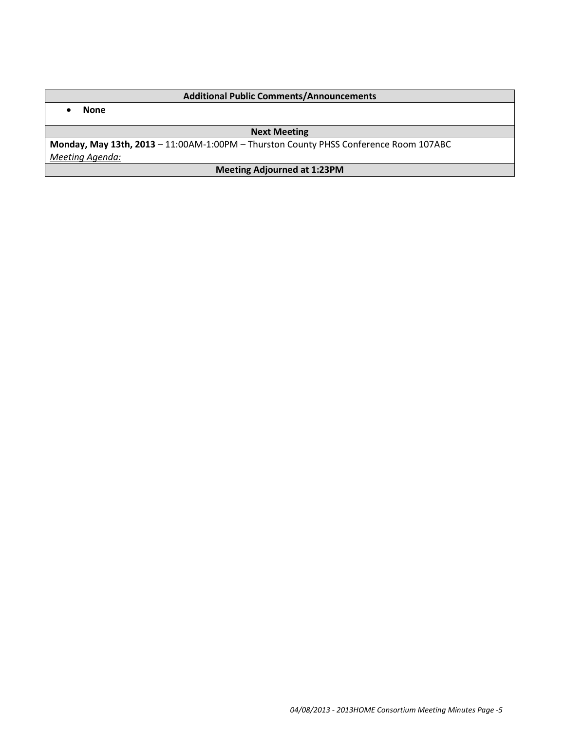**Additional Public Comments/Announcements**

- **None**

**Next Meeting**

**Monday, May 13th, 2013** – 11:00AM-1:00PM – Thurston County PHSS Conference Room 107ABC

*Meeting Agenda:*

**Meeting Adjourned at 1:23PM**